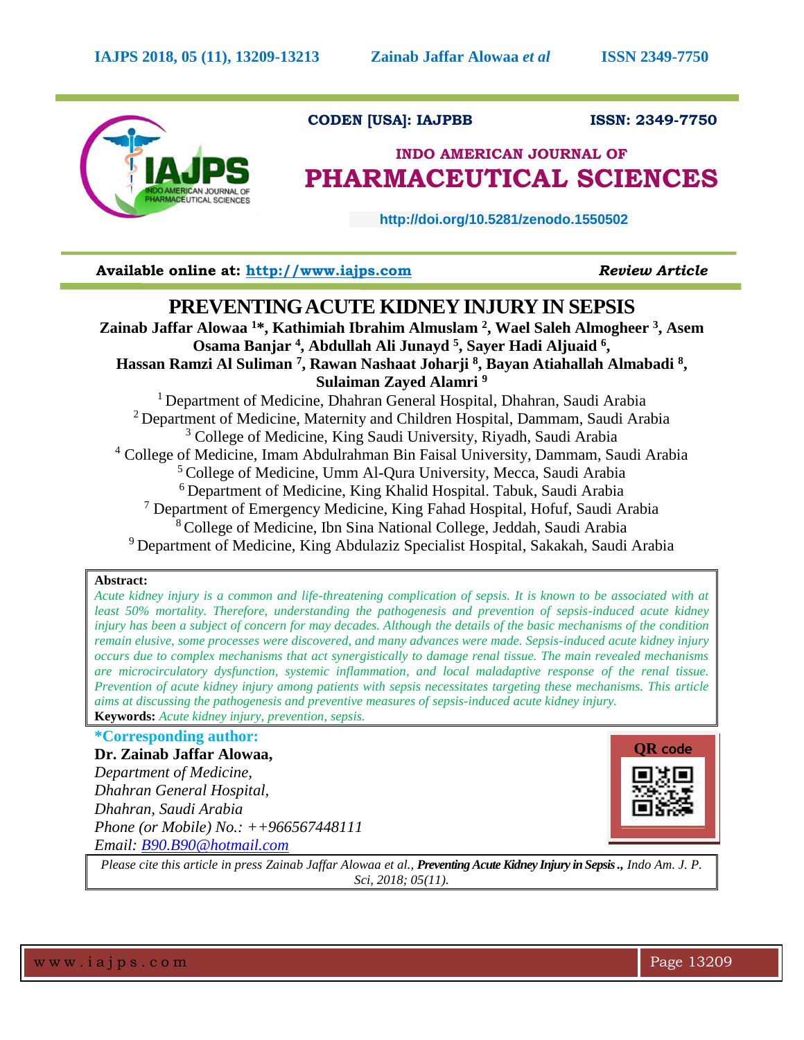CODEN [USA]: IAJPBB ISSN: 2349-7750

## INDO AMERICAN JOURNAL OF PHARMACEUTICAL SCIENCES

http://doi.org/10.5281/zenodo.1550502

**Available online at: http://www.iajps.com** *Review Article*

# PREVENTING ACUTE KIDNEY INJURY IN SEPSIS

**Zainab Jaffar Alowaa [1]\*, Kathimiah Ibrahim Almuslam [2], Wael Saleh Almogheer [3], Asem Osama Banjar [4], Abdullah Ali Junayd [5], Sayer Hadi Aljuaid [6], Hassan Ramzi Al Suliman [7], Rawan Nashaat Joharji [8], Bayan Atiahallah Almabadi [8], Sulaiman Zayed Alamri [9]**

[1] Department of Medicine, Dhahran General Hospital, Dhahran, Saudi Arabia
[2] Department of Medicine, Maternity and Children Hospital, Dammam, Saudi Arabia
[3] College of Medicine, King Saudi University, Riyadh, Saudi Arabia
[4] College of Medicine, Imam Abdulrahman Bin Faisal University, Dammam, Saudi Arabia
[5] College of Medicine, Umm Al-Qura University, Mecca, Saudi Arabia
[6] Department of Medicine, King Khalid Hospital. Tabuk, Saudi Arabia
[7] Department of Emergency Medicine, King Fahad Hospital, Hofuf, Saudi Arabia
[8] College of Medicine, Ibn Sina National College, Jeddah, Saudi Arabia
[9] Department of Medicine, King Abdulaziz Specialist Hospital, Sakakah, Saudi Arabia

**Abstract:**
*Acute kidney injury is a common and life-threatening complication of sepsis. It is known to be associated with at least 50% mortality. Therefore, understanding the pathogenesis and prevention of sepsis-induced acute kidney injury has been a subject of concern for may decades. Although the details of the basic mechanisms of the condition remain elusive, some processes were discovered, and many advances were made. Sepsis-induced acute kidney injury occurs due to complex mechanisms that act synergistically to damage renal tissue. The main revealed mechanisms are microcirculatory dysfunction, systemic inflammation, and local maladaptive response of the renal tissue. Prevention of acute kidney injury among patients with sepsis necessitates targeting these mechanisms. This article aims at discussing the pathogenesis and preventive measures of sepsis-induced acute kidney injury.*
**Keywords:** *Acute kidney injury, prevention, sepsis.*

**\*Corresponding author:**
**Dr. Zainab Jaffar Alowaa,**
*Department of Medicine,*
*Dhahran General Hospital,*
*Dhahran, Saudi Arabia*
*Phone (or Mobile) No.: ++966567448111*
*Email: B90.B90@hotmail.com*

QR code

*Please cite this article in press Zainab Jaffar Alowaa et al., **Preventing Acute Kidney Injury in Sepsis .,** Indo Am. J. P. Sci, 2018; 05(11).*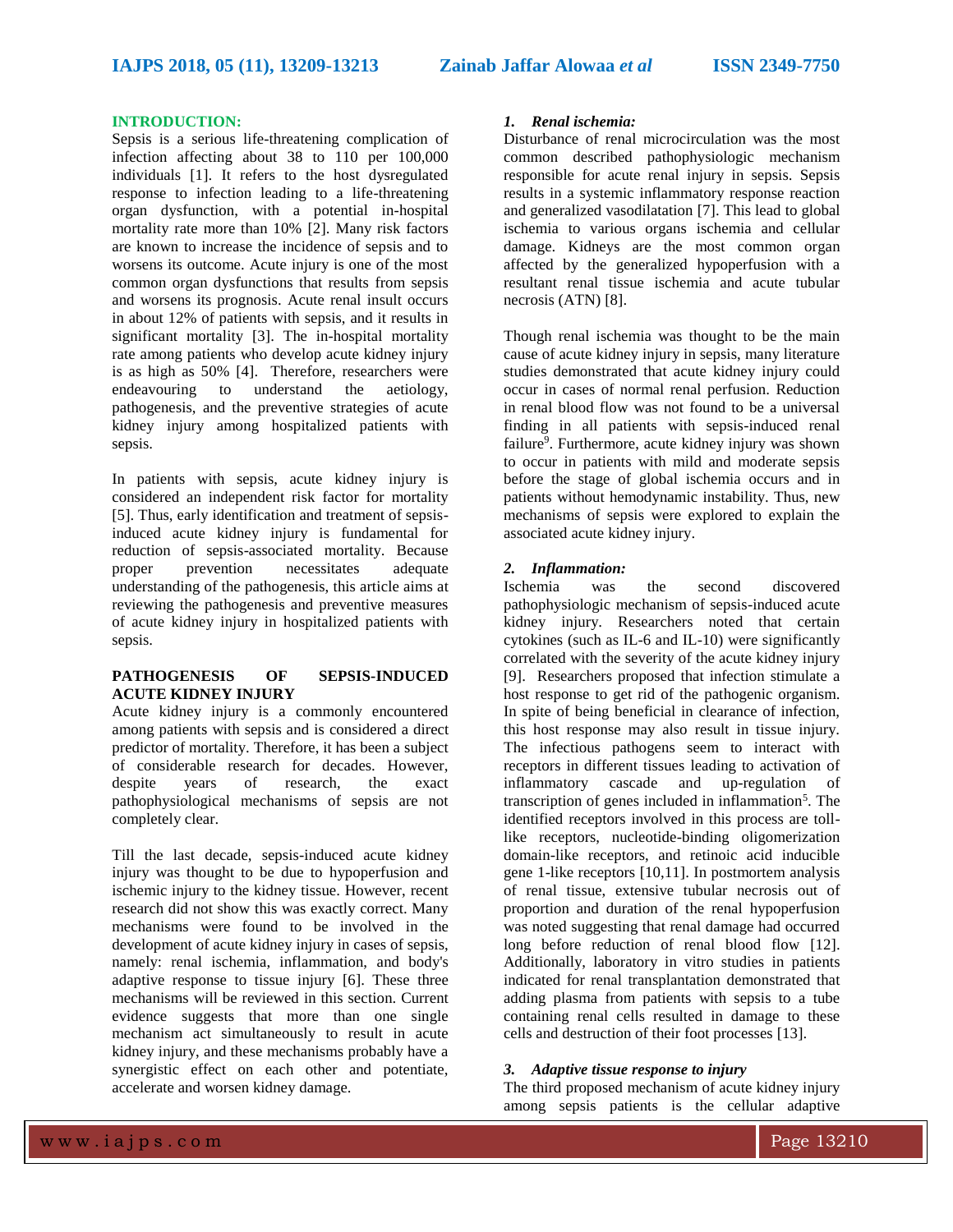## INTRODUCTION:

Sepsis is a serious life-threatening complication of infection affecting about 38 to 110 per 100,000 individuals [1]. It refers to the host dysregulated response to infection leading to a life-threatening organ dysfunction, with a potential in-hospital mortality rate more than 10% [2]. Many risk factors are known to increase the incidence of sepsis and to worsens its outcome. Acute injury is one of the most common organ dysfunctions that results from sepsis and worsens its prognosis. Acute renal insult occurs in about 12% of patients with sepsis, and it results in significant mortality [3]. The in-hospital mortality rate among patients who develop acute kidney injury is as high as 50% [4]. Therefore, researchers were endeavouring to understand the aetiology, pathogenesis, and the preventive strategies of acute kidney injury among hospitalized patients with sepsis.

In patients with sepsis, acute kidney injury is considered an independent risk factor for mortality [5]. Thus, early identification and treatment of sepsis-induced acute kidney injury is fundamental for reduction of sepsis-associated mortality. Because proper prevention necessitates adequate understanding of the pathogenesis, this article aims at reviewing the pathogenesis and preventive measures of acute kidney injury in hospitalized patients with sepsis.

## PATHOGENESIS OF SEPSIS-INDUCED ACUTE KIDNEY INJURY

Acute kidney injury is a commonly encountered among patients with sepsis and is considered a direct predictor of mortality. Therefore, it has been a subject of considerable research for decades. However, despite years of research, the exact pathophysiological mechanisms of sepsis are not completely clear.

Till the last decade, sepsis-induced acute kidney injury was thought to be due to hypoperfusion and ischemic injury to the kidney tissue. However, recent research did not show this was exactly correct. Many mechanisms were found to be involved in the development of acute kidney injury in cases of sepsis, namely: renal ischemia, inflammation, and body's adaptive response to tissue injury [6]. These three mechanisms will be reviewed in this section. Current evidence suggests that more than one single mechanism act simultaneously to result in acute kidney injury, and these mechanisms probably have a synergistic effect on each other and potentiate, accelerate and worsen kidney damage.

### *1. Renal ischemia:*

Disturbance of renal microcirculation was the most common described pathophysiologic mechanism responsible for acute renal injury in sepsis. Sepsis results in a systemic inflammatory response reaction and generalized vasodilatation [7]. This lead to global ischemia to various organs ischemia and cellular damage. Kidneys are the most common organ affected by the generalized hypoperfusion with a resultant renal tissue ischemia and acute tubular necrosis (ATN) [8].

Though renal ischemia was thought to be the main cause of acute kidney injury in sepsis, many literature studies demonstrated that acute kidney injury could occur in cases of normal renal perfusion. Reduction in renal blood flow was not found to be a universal finding in all patients with sepsis-induced renal failure[9]. Furthermore, acute kidney injury was shown to occur in patients with mild and moderate sepsis before the stage of global ischemia occurs and in patients without hemodynamic instability. Thus, new mechanisms of sepsis were explored to explain the associated acute kidney injury.

### *2. Inflammation:*

Ischemia was the second discovered pathophysiologic mechanism of sepsis-induced acute kidney injury. Researchers noted that certain cytokines (such as IL-6 and IL-10) were significantly correlated with the severity of the acute kidney injury [9]. Researchers proposed that infection stimulate a host response to get rid of the pathogenic organism. In spite of being beneficial in clearance of infection, this host response may also result in tissue injury. The infectious pathogens seem to interact with receptors in different tissues leading to activation of inflammatory cascade and up-regulation of transcription of genes included in inflammation[5]. The identified receptors involved in this process are toll-like receptors, nucleotide-binding oligomerization domain-like receptors, and retinoic acid inducible gene 1-like receptors [10,11]. In postmortem analysis of renal tissue, extensive tubular necrosis out of proportion and duration of the renal hypoperfusion was noted suggesting that renal damage had occurred long before reduction of renal blood flow [12]. Additionally, laboratory in vitro studies in patients indicated for renal transplantation demonstrated that adding plasma from patients with sepsis to a tube containing renal cells resulted in damage to these cells and destruction of their foot processes [13].

### *3. Adaptive tissue response to injury*

The third proposed mechanism of acute kidney injury among sepsis patients is the cellular adaptive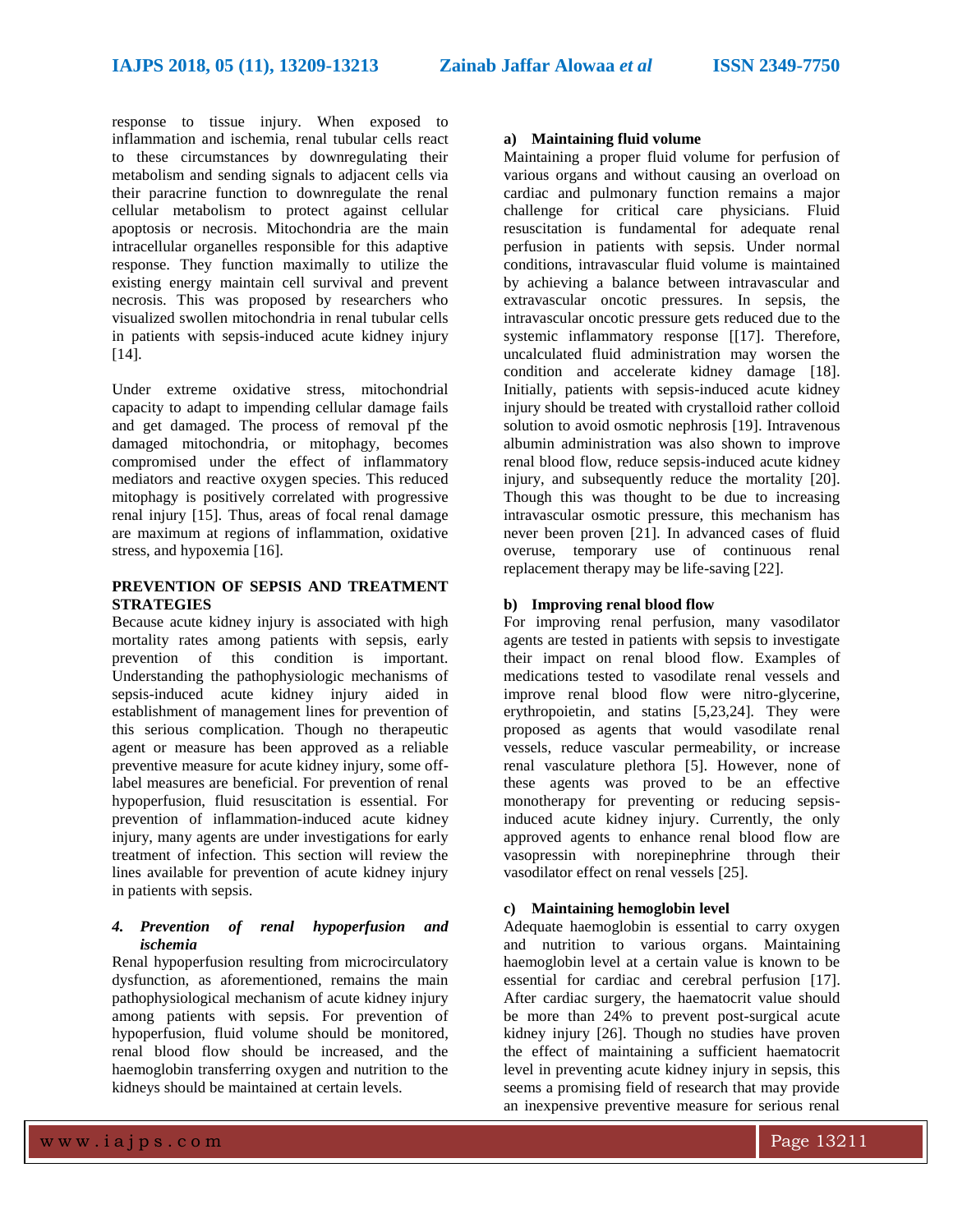response to tissue injury. When exposed to inflammation and ischemia, renal tubular cells react to these circumstances by downregulating their metabolism and sending signals to adjacent cells via their paracrine function to downregulate the renal cellular metabolism to protect against cellular apoptosis or necrosis. Mitochondria are the main intracellular organelles responsible for this adaptive response. They function maximally to utilize the existing energy maintain cell survival and prevent necrosis. This was proposed by researchers who visualized swollen mitochondria in renal tubular cells in patients with sepsis-induced acute kidney injury [14].

Under extreme oxidative stress, mitochondrial capacity to adapt to impending cellular damage fails and get damaged. The process of removal pf the damaged mitochondria, or mitophagy, becomes compromised under the effect of inflammatory mediators and reactive oxygen species. This reduced mitophagy is positively correlated with progressive renal injury [15]. Thus, areas of focal renal damage are maximum at regions of inflammation, oxidative stress, and hypoxemia [16].

## PREVENTION OF SEPSIS AND TREATMENT STRATEGIES

Because acute kidney injury is associated with high mortality rates among patients with sepsis, early prevention of this condition is important. Understanding the pathophysiologic mechanisms of sepsis-induced acute kidney injury aided in establishment of management lines for prevention of this serious complication. Though no therapeutic agent or measure has been approved as a reliable preventive measure for acute kidney injury, some off-label measures are beneficial. For prevention of renal hypoperfusion, fluid resuscitation is essential. For prevention of inflammation-induced acute kidney injury, many agents are under investigations for early treatment of infection. This section will review the lines available for prevention of acute kidney injury in patients with sepsis.

### *4. Prevention of renal hypoperfusion and ischemia*

Renal hypoperfusion resulting from microcirculatory dysfunction, as aforementioned, remains the main pathophysiological mechanism of acute kidney injury among patients with sepsis. For prevention of hypoperfusion, fluid volume should be monitored, renal blood flow should be increased, and the haemoglobin transferring oxygen and nutrition to the kidneys should be maintained at certain levels.

#### a) Maintaining fluid volume

Maintaining a proper fluid volume for perfusion of various organs and without causing an overload on cardiac and pulmonary function remains a major challenge for critical care physicians. Fluid resuscitation is fundamental for adequate renal perfusion in patients with sepsis. Under normal conditions, intravascular fluid volume is maintained by achieving a balance between intravascular and extravascular oncotic pressures. In sepsis, the intravascular oncotic pressure gets reduced due to the systemic inflammatory response [[17]. Therefore, uncalculated fluid administration may worsen the condition and accelerate kidney damage [18]. Initially, patients with sepsis-induced acute kidney injury should be treated with crystalloid rather colloid solution to avoid osmotic nephrosis [19]. Intravenous albumin administration was also shown to improve renal blood flow, reduce sepsis-induced acute kidney injury, and subsequently reduce the mortality [20]. Though this was thought to be due to increasing intravascular osmotic pressure, this mechanism has never been proven [21]. In advanced cases of fluid overuse, temporary use of continuous renal replacement therapy may be life-saving [22].

#### b) Improving renal blood flow

For improving renal perfusion, many vasodilator agents are tested in patients with sepsis to investigate their impact on renal blood flow. Examples of medications tested to vasodilate renal vessels and improve renal blood flow were nitro-glycerine, erythropoietin, and statins [5,23,24]. They were proposed as agents that would vasodilate renal vessels, reduce vascular permeability, or increase renal vasculature plethora [5]. However, none of these agents was proved to be an effective monotherapy for preventing or reducing sepsis-induced acute kidney injury. Currently, the only approved agents to enhance renal blood flow are vasopressin with norepinephrine through their vasodilator effect on renal vessels [25].

#### c) Maintaining hemoglobin level

Adequate haemoglobin is essential to carry oxygen and nutrition to various organs. Maintaining haemoglobin level at a certain value is known to be essential for cardiac and cerebral perfusion [17]. After cardiac surgery, the haematocrit value should be more than 24% to prevent post-surgical acute kidney injury [26]. Though no studies have proven the effect of maintaining a sufficient haematocrit level in preventing acute kidney injury in sepsis, this seems a promising field of research that may provide an inexpensive preventive measure for serious renal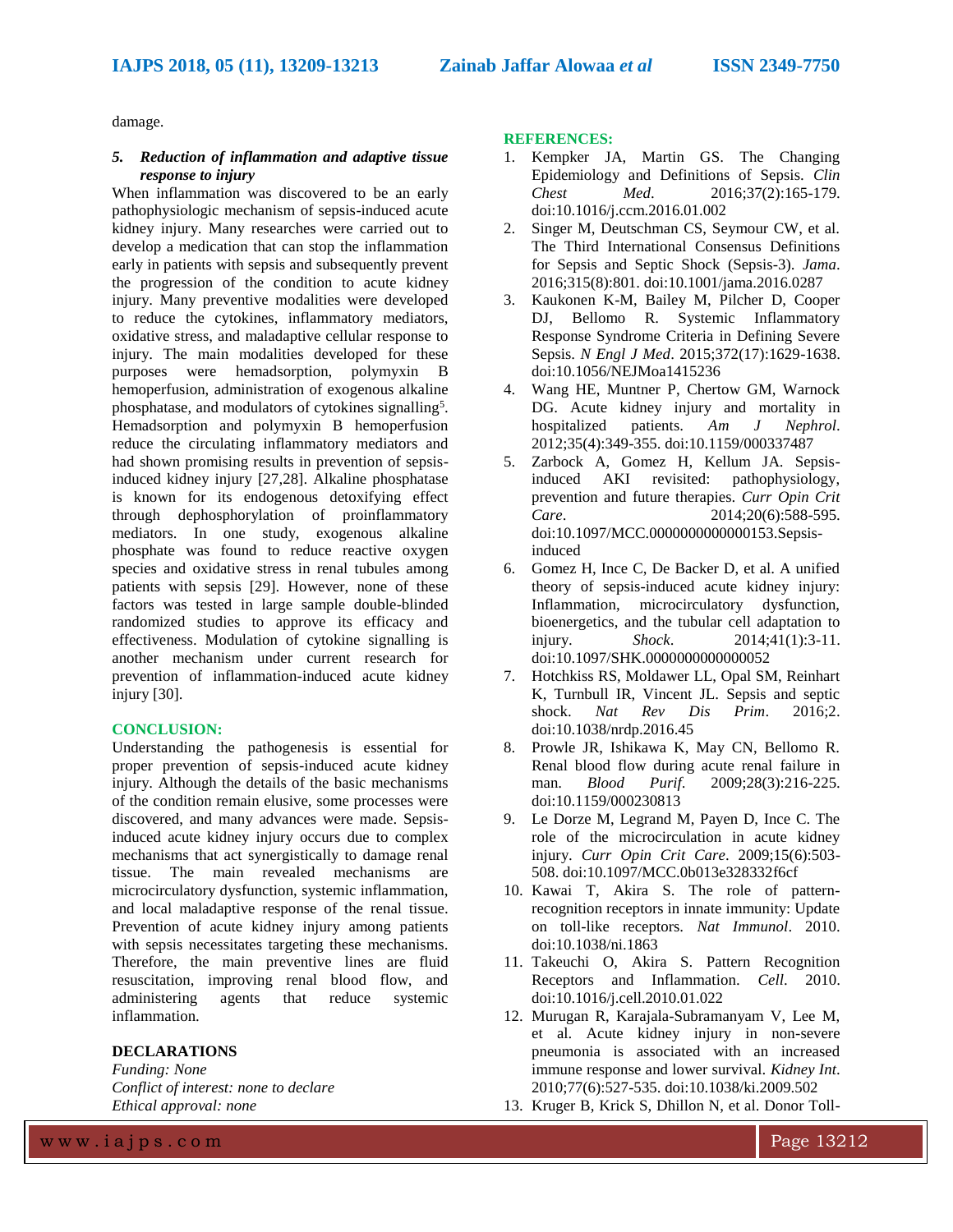damage.

### *5. Reduction of inflammation and adaptive tissue response to injury*

When inflammation was discovered to be an early pathophysiologic mechanism of sepsis-induced acute kidney injury. Many researches were carried out to develop a medication that can stop the inflammation early in patients with sepsis and subsequently prevent the progression of the condition to acute kidney injury. Many preventive modalities were developed to reduce the cytokines, inflammatory mediators, oxidative stress, and maladaptive cellular response to injury. The main modalities developed for these purposes were hemadsorption, polymyxin B hemoperfusion, administration of exogenous alkaline phosphatase, and modulators of cytokines signalling[5]. Hemadsorption and polymyxin B hemoperfusion reduce the circulating inflammatory mediators and had shown promising results in prevention of sepsis-induced kidney injury [27,28]. Alkaline phosphatase is known for its endogenous detoxifying effect through dephosphorylation of proinflammatory mediators. In one study, exogenous alkaline phosphate was found to reduce reactive oxygen species and oxidative stress in renal tubules among patients with sepsis [29]. However, none of these factors was tested in large sample double-blinded randomized studies to approve its efficacy and effectiveness. Modulation of cytokine signalling is another mechanism under current research for prevention of inflammation-induced acute kidney injury [30].

## CONCLUSION:

Understanding the pathogenesis is essential for proper prevention of sepsis-induced acute kidney injury. Although the details of the basic mechanisms of the condition remain elusive, some processes were discovered, and many advances were made. Sepsis-induced acute kidney injury occurs due to complex mechanisms that act synergistically to damage renal tissue. The main revealed mechanisms are microcirculatory dysfunction, systemic inflammation, and local maladaptive response of the renal tissue. Prevention of acute kidney injury among patients with sepsis necessitates targeting these mechanisms. Therefore, the main preventive lines are fluid resuscitation, improving renal blood flow, and administering agents that reduce systemic inflammation.

## DECLARATIONS

*Funding: None*
*Conflict of interest: none to declare*
*Ethical approval: none*

## REFERENCES:

1. Kempker JA, Martin GS. The Changing Epidemiology and Definitions of Sepsis. *Clin Chest Med*. 2016;37(2):165-179. doi:10.1016/j.ccm.2016.01.002
2. Singer M, Deutschman CS, Seymour CW, et al. The Third International Consensus Definitions for Sepsis and Septic Shock (Sepsis-3). *Jama*. 2016;315(8):801. doi:10.1001/jama.2016.0287
3. Kaukonen K-M, Bailey M, Pilcher D, Cooper DJ, Bellomo R. Systemic Inflammatory Response Syndrome Criteria in Defining Severe Sepsis. *N Engl J Med*. 2015;372(17):1629-1638. doi:10.1056/NEJMoa1415236
4. Wang HE, Muntner P, Chertow GM, Warnock DG. Acute kidney injury and mortality in hospitalized patients. *Am J Nephrol*. 2012;35(4):349-355. doi:10.1159/000337487
5. Zarbock A, Gomez H, Kellum JA. Sepsis-induced AKI revisited: pathophysiology, prevention and future therapies. *Curr Opin Crit Care*. 2014;20(6):588-595. doi:10.1097/MCC.0000000000000153.Sepsis-induced
6. Gomez H, Ince C, De Backer D, et al. A unified theory of sepsis-induced acute kidney injury: Inflammation, microcirculatory dysfunction, bioenergetics, and the tubular cell adaptation to injury. *Shock*. 2014;41(1):3-11. doi:10.1097/SHK.0000000000000052
7. Hotchkiss RS, Moldawer LL, Opal SM, Reinhart K, Turnbull IR, Vincent JL. Sepsis and septic shock. *Nat Rev Dis Prim*. 2016;2. doi:10.1038/nrdp.2016.45
8. Prowle JR, Ishikawa K, May CN, Bellomo R. Renal blood flow during acute renal failure in man. *Blood Purif*. 2009;28(3):216-225. doi:10.1159/000230813
9. Le Dorze M, Legrand M, Payen D, Ince C. The role of the microcirculation in acute kidney injury. *Curr Opin Crit Care*. 2009;15(6):503-508. doi:10.1097/MCC.0b013e328332f6cf
10. Kawai T, Akira S. The role of pattern-recognition receptors in innate immunity: Update on toll-like receptors. *Nat Immunol*. 2010. doi:10.1038/ni.1863
11. Takeuchi O, Akira S. Pattern Recognition Receptors and Inflammation. *Cell*. 2010. doi:10.1016/j.cell.2010.01.022
12. Murugan R, Karajala-Subramanyam V, Lee M, et al. Acute kidney injury in non-severe pneumonia is associated with an increased immune response and lower survival. *Kidney Int*. 2010;77(6):527-535. doi:10.1038/ki.2009.502
13. Kruger B, Krick S, Dhillon N, et al. Donor Toll-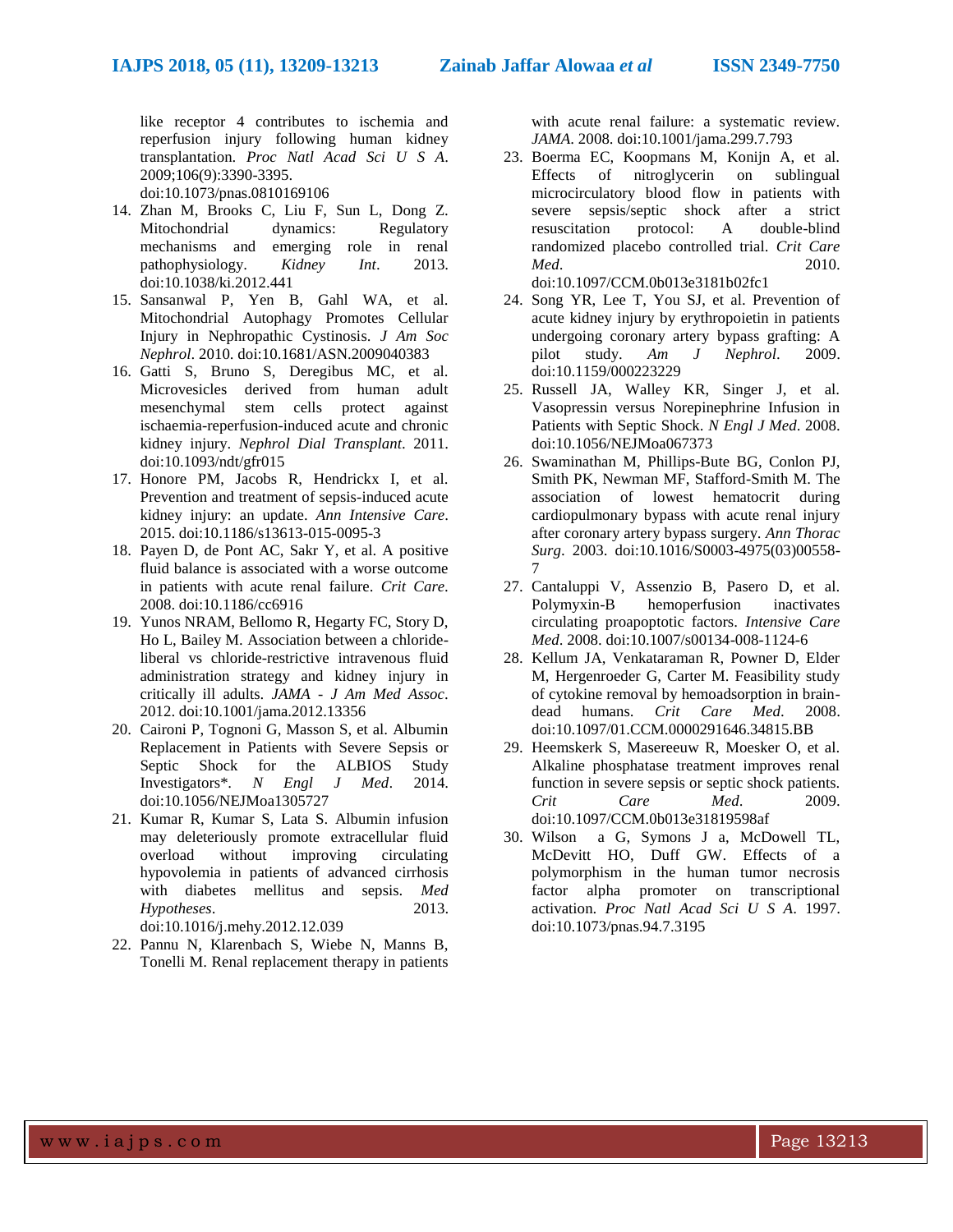like receptor 4 contributes to ischemia and reperfusion injury following human kidney transplantation. *Proc Natl Acad Sci U S A*. 2009;106(9):3390-3395. doi:10.1073/pnas.0810169106

14. Zhan M, Brooks C, Liu F, Sun L, Dong Z. Mitochondrial dynamics: Regulatory mechanisms and emerging role in renal pathophysiology. *Kidney Int*. 2013. doi:10.1038/ki.2012.441
15. Sansanwal P, Yen B, Gahl WA, et al. Mitochondrial Autophagy Promotes Cellular Injury in Nephropathic Cystinosis. *J Am Soc Nephrol*. 2010. doi:10.1681/ASN.2009040383
16. Gatti S, Bruno S, Deregibus MC, et al. Microvesicles derived from human adult mesenchymal stem cells protect against ischaemia-reperfusion-induced acute and chronic kidney injury. *Nephrol Dial Transplant*. 2011. doi:10.1093/ndt/gfr015
17. Honore PM, Jacobs R, Hendrickx I, et al. Prevention and treatment of sepsis-induced acute kidney injury: an update. *Ann Intensive Care*. 2015. doi:10.1186/s13613-015-0095-3
18. Payen D, de Pont AC, Sakr Y, et al. A positive fluid balance is associated with a worse outcome in patients with acute renal failure. *Crit Care*. 2008. doi:10.1186/cc6916
19. Yunos NRAM, Bellomo R, Hegarty FC, Story D, Ho L, Bailey M. Association between a chloride-liberal vs chloride-restrictive intravenous fluid administration strategy and kidney injury in critically ill adults. *JAMA - J Am Med Assoc*. 2012. doi:10.1001/jama.2012.13356
20. Caironi P, Tognoni G, Masson S, et al. Albumin Replacement in Patients with Severe Sepsis or Septic Shock for the ALBIOS Study Investigators*. *N Engl J Med*. 2014. doi:10.1056/NEJMoa1305727
21. Kumar R, Kumar S, Lata S. Albumin infusion may deleteriously promote extracellular fluid overload without improving circulating hypovolemia in patients of advanced cirrhosis with diabetes mellitus and sepsis. *Med Hypotheses*. 2013. doi:10.1016/j.mehy.2012.12.039
22. Pannu N, Klarenbach S, Wiebe N, Manns B, Tonelli M. Renal replacement therapy in patients with acute renal failure: a systematic review. *JAMA*. 2008. doi:10.1001/jama.299.7.793
23. Boerma EC, Koopmans M, Konijn A, et al. Effects of nitroglycerin on sublingual microcirculatory blood flow in patients with severe sepsis/septic shock after a strict resuscitation protocol: A double-blind randomized placebo controlled trial. *Crit Care Med*. 2010. doi:10.1097/CCM.0b013e3181b02fc1
24. Song YR, Lee T, You SJ, et al. Prevention of acute kidney injury by erythropoietin in patients undergoing coronary artery bypass grafting: A pilot study. *Am J Nephrol*. 2009. doi:10.1159/000223229
25. Russell JA, Walley KR, Singer J, et al. Vasopressin versus Norepinephrine Infusion in Patients with Septic Shock. *N Engl J Med*. 2008. doi:10.1056/NEJMoa067373
26. Swaminathan M, Phillips-Bute BG, Conlon PJ, Smith PK, Newman MF, Stafford-Smith M. The association of lowest hematocrit during cardiopulmonary bypass with acute renal injury after coronary artery bypass surgery. *Ann Thorac Surg*. 2003. doi:10.1016/S0003-4975(03)00558-7
27. Cantaluppi V, Assenzio B, Pasero D, et al. Polymyxin-B hemoperfusion inactivates circulating proapoptotic factors. *Intensive Care Med*. 2008. doi:10.1007/s00134-008-1124-6
28. Kellum JA, Venkataraman R, Powner D, Elder M, Hergenroeder G, Carter M. Feasibility study of cytokine removal by hemoadsorption in brain-dead humans. *Crit Care Med*. 2008. doi:10.1097/01.CCM.0000291646.34815.BB
29. Heemskerk S, Masereeuw R, Moesker O, et al. Alkaline phosphatase treatment improves renal function in severe sepsis or septic shock patients. *Crit Care Med*. 2009. doi:10.1097/CCM.0b013e31819598af
30. Wilson a G, Symons J a, McDowell TL, McDevitt HO, Duff GW. Effects of a polymorphism in the human tumor necrosis factor alpha promoter on transcriptional activation. *Proc Natl Acad Sci U S A*. 1997. doi:10.1073/pnas.94.7.3195